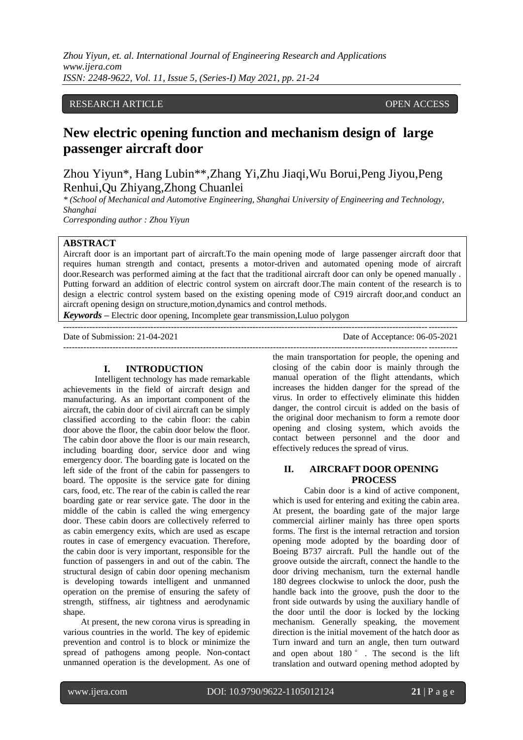RESEARCH ARTICLE OPEN ACCESS

# New electric opening function and mechanism design of large passenger aircraft door

Zhou Yiyun*, Hang Lubin**,Zhang Yi,Zhu Jiaqi,Wu Borui,Peng Jiyou,Peng Renhui,Qu Zhiyang,Zhong Chuanlei

*\* (School of Mechanical and Automotive Engineering, Shanghai University of Engineering and Technology, Shanghai*

*Corresponding author : Zhou Yiyun*

## ABSTRACT

Aircraft door is an important part of aircraft.To the main opening mode of large passenger aircraft door that requires human strength and contact, presents a motor-driven and automated opening mode of aircraft door.Research was performed aiming at the fact that the traditional aircraft door can only be opened manually . Putting forward an addition of electric control system on aircraft door.The main content of the research is to design a electric control system based on the existing opening mode of C919 aircraft door,and conduct an aircraft opening design on structure,motion,dynamics and control methods.

***Keywords* –** Electric door opening, Incomplete gear transmission,Luluo polygon

---

Date of Submission: 21-04-2021 Date of Acceptance: 06-05-2021

---

## I. INTRODUCTION

Intelligent technology has made remarkable achievements in the field of aircraft design and manufacturing. As an important component of the aircraft, the cabin door of civil aircraft can be simply classified according to the cabin floor: the cabin door above the floor, the cabin door below the floor. The cabin door above the floor is our main research, including boarding door, service door and wing emergency door. The boarding gate is located on the left side of the front of the cabin for passengers to board. The opposite is the service gate for dining cars, food, etc. The rear of the cabin is called the rear boarding gate or rear service gate. The door in the middle of the cabin is called the wing emergency door. These cabin doors are collectively referred to as cabin emergency exits, which are used as escape routes in case of emergency evacuation. Therefore, the cabin door is very important, responsible for the function of passengers in and out of the cabin. The structural design of cabin door opening mechanism is developing towards intelligent and unmanned operation on the premise of ensuring the safety of strength, stiffness, air tightness and aerodynamic shape.

At present, the new corona virus is spreading in various countries in the world. The key of epidemic prevention and control is to block or minimize the spread of pathogens among people. Non-contact unmanned operation is the development. As one of the main transportation for people, the opening and closing of the cabin door is mainly through the manual operation of the flight attendants, which increases the hidden danger for the spread of the virus. In order to effectively eliminate this hidden danger, the control circuit is added on the basis of the original door mechanism to form a remote door opening and closing system, which avoids the contact between personnel and the door and effectively reduces the spread of virus.

## II. AIRCRAFT DOOR OPENING PROCESS

Cabin door is a kind of active component, which is used for entering and exiting the cabin area. At present, the boarding gate of the major large commercial airliner mainly has three open sports forms. The first is the internal retraction and torsion opening mode adopted by the boarding door of Boeing B737 aircraft. Pull the handle out of the groove outside the aircraft, connect the handle to the door driving mechanism, turn the external handle 180 degrees clockwise to unlock the door, push the handle back into the groove, push the door to the front side outwards by using the auxiliary handle of the door until the door is locked by the locking mechanism. Generally speaking, the movement direction is the initial movement of the hatch door as Turn inward and turn an angle, then turn outward and open about 180° . The second is the lift translation and outward opening method adopted by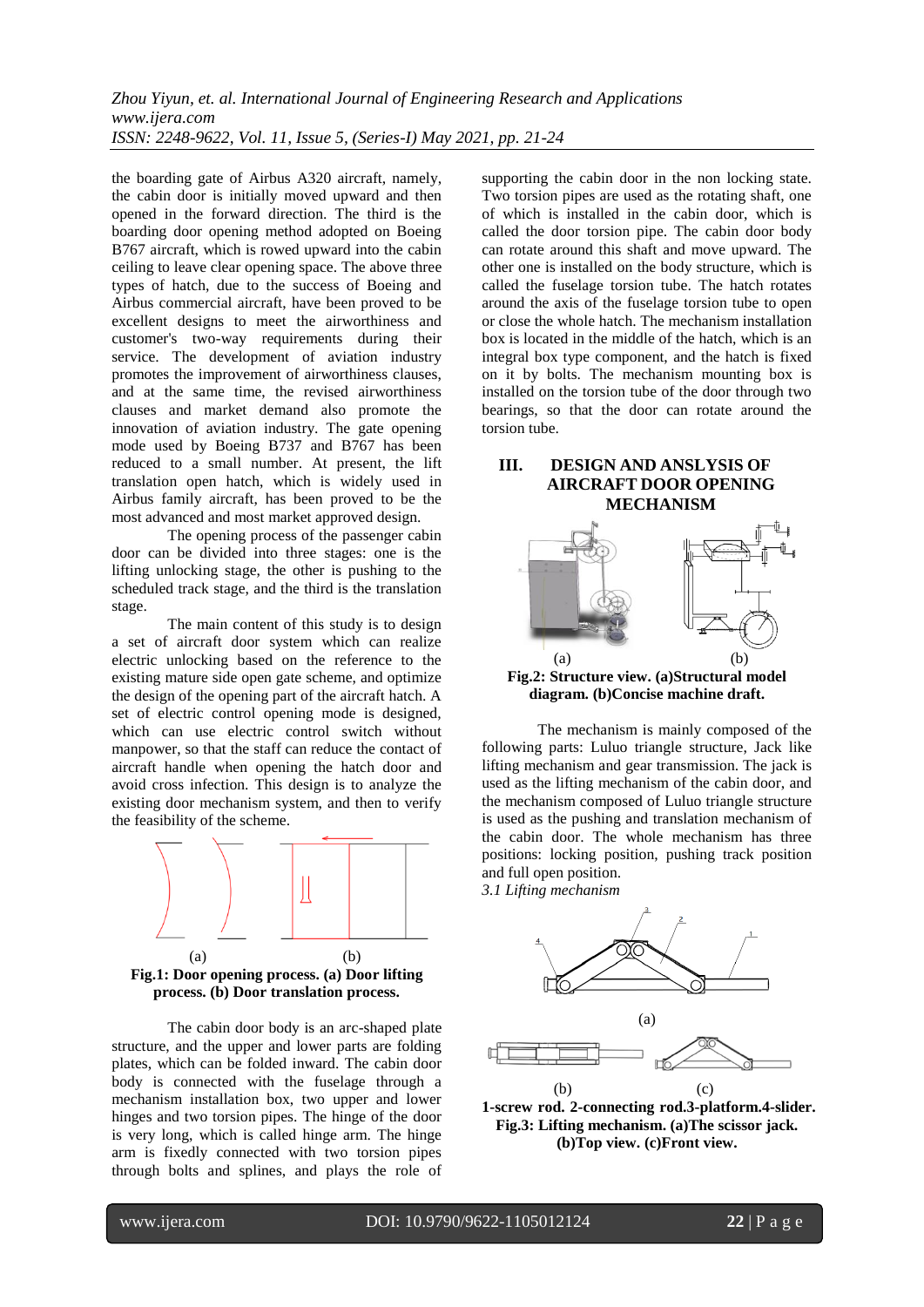the boarding gate of Airbus A320 aircraft, namely, the cabin door is initially moved upward and then opened in the forward direction. The third is the boarding door opening method adopted on Boeing B767 aircraft, which is rowed upward into the cabin ceiling to leave clear opening space. The above three types of hatch, due to the success of Boeing and Airbus commercial aircraft, have been proved to be excellent designs to meet the airworthiness and customer's two-way requirements during their service. The development of aviation industry promotes the improvement of airworthiness clauses, and at the same time, the revised airworthiness clauses and market demand also promote the innovation of aviation industry. The gate opening mode used by Boeing B737 and B767 has been reduced to a small number. At present, the lift translation open hatch, which is widely used in Airbus family aircraft, has been proved to be the most advanced and most market approved design.

The opening process of the passenger cabin door can be divided into three stages: one is the lifting unlocking stage, the other is pushing to the scheduled track stage, and the third is the translation stage.

The main content of this study is to design a set of aircraft door system which can realize electric unlocking based on the reference to the existing mature side open gate scheme, and optimize the design of the opening part of the aircraft hatch. A set of electric control opening mode is designed, which can use electric control switch without manpower, so that the staff can reduce the contact of aircraft handle when opening the hatch door and avoid cross infection. This design is to analyze the existing door mechanism system, and then to verify the feasibility of the scheme.

(a) (b)

**Fig.1: Door opening process. (a) Door lifting process. (b) Door translation process.**

The cabin door body is an arc-shaped plate structure, and the upper and lower parts are folding plates, which can be folded inward. The cabin door body is connected with the fuselage through a mechanism installation box, two upper and lower hinges and two torsion pipes. The hinge of the door is very long, which is called hinge arm. The hinge arm is fixedly connected with two torsion pipes through bolts and splines, and plays the role of supporting the cabin door in the non locking state. Two torsion pipes are used as the rotating shaft, one of which is installed in the cabin door, which is called the door torsion pipe. The cabin door body can rotate around this shaft and move upward. The other one is installed on the body structure, which is called the fuselage torsion tube. The hatch rotates around the axis of the fuselage torsion tube to open or close the whole hatch. The mechanism installation box is located in the middle of the hatch, which is an integral box type component, and the hatch is fixed on it by bolts. The mechanism mounting box is installed on the torsion tube of the door through two bearings, so that the door can rotate around the torsion tube.

## III. DESIGN AND ANSLYSIS OF AIRCRAFT DOOR OPENING MECHANISM

(a) (b)

**Fig.2: Structure view. (a)Structural model diagram. (b)Concise machine draft.**

The mechanism is mainly composed of the following parts: Luluo triangle structure, Jack like lifting mechanism and gear transmission. The jack is used as the lifting mechanism of the cabin door, and the mechanism composed of Luluo triangle structure is used as the pushing and translation mechanism of the cabin door. The whole mechanism has three positions: locking position, pushing track position and full open position.

*3.1 Lifting mechanism*

(a)

(b) (c)

**1-screw rod. 2-connecting rod.3-platform.4-slider. Fig.3: Lifting mechanism. (a)The scissor jack. (b)Top view. (c)Front view.**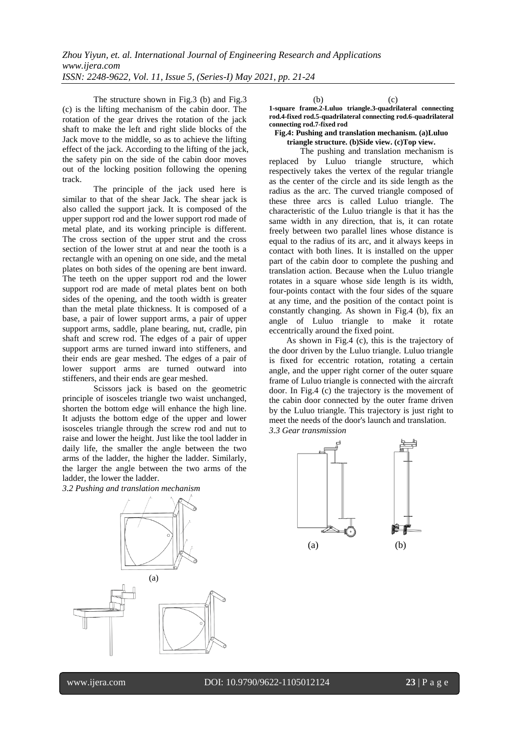The structure shown in Fig.3 (b) and Fig.3 (c) is the lifting mechanism of the cabin door. The rotation of the gear drives the rotation of the jack shaft to make the left and right slide blocks of the Jack move to the middle, so as to achieve the lifting effect of the jack. According to the lifting of the jack, the safety pin on the side of the cabin door moves out of the locking position following the opening track.

The principle of the jack used here is similar to that of the shear Jack. The shear jack is also called the support jack. It is composed of the upper support rod and the lower support rod made of metal plate, and its working principle is different. The cross section of the upper strut and the cross section of the lower strut at and near the tooth is a rectangle with an opening on one side, and the metal plates on both sides of the opening are bent inward. The teeth on the upper support rod and the lower support rod are made of metal plates bent on both sides of the opening, and the tooth width is greater than the metal plate thickness. It is composed of a base, a pair of lower support arms, a pair of upper support arms, saddle, plane bearing, nut, cradle, pin shaft and screw rod. The edges of a pair of upper support arms are turned inward into stiffeners, and their ends are gear meshed. The edges of a pair of lower support arms are turned outward into stiffeners, and their ends are gear meshed.

Scissors jack is based on the geometric principle of isosceles triangle two waist unchanged, shorten the bottom edge will enhance the high line. It adjusts the bottom edge of the upper and lower isosceles triangle through the screw rod and nut to raise and lower the height. Just like the tool ladder in daily life, the smaller the angle between the two arms of the ladder, the higher the ladder. Similarly, the larger the angle between the two arms of the ladder, the lower the ladder.

*3.2 Pushing and translation mechanism*

(a)

(b) (c)

**1-square frame.2-Luluo triangle.3-quadrilateral connecting rod.4-fixed rod.5-quadrilateral connecting rod.6-quadrilateral connecting rod.7-fixed rod**

**Fig.4: Pushing and translation mechanism. (a)Luluo triangle structure. (b)Side view. (c)Top view.**

The pushing and translation mechanism is replaced by Luluo triangle structure, which respectively takes the vertex of the regular triangle as the center of the circle and its side length as the radius as the arc. The curved triangle composed of these three arcs is called Luluo triangle. The characteristic of the Luluo triangle is that it has the same width in any direction, that is, it can rotate freely between two parallel lines whose distance is equal to the radius of its arc, and it always keeps in contact with both lines. It is installed on the upper part of the cabin door to complete the pushing and translation action. Because when the Luluo triangle rotates in a square whose side length is its width, four-points contact with the four sides of the square at any time, and the position of the contact point is constantly changing. As shown in Fig.4 (b), fix an angle of Luluo triangle to make it rotate eccentrically around the fixed point.

As shown in Fig.4 (c), this is the trajectory of the door driven by the Luluo triangle. Luluo triangle is fixed for eccentric rotation, rotating a certain angle, and the upper right corner of the outer square frame of Luluo triangle is connected with the aircraft door. In Fig.4 (c) the trajectory is the movement of the cabin door connected by the outer frame driven by the Luluo triangle. This trajectory is just right to meet the needs of the door's launch and translation.

*3.3 Gear transmission*

(a) (b)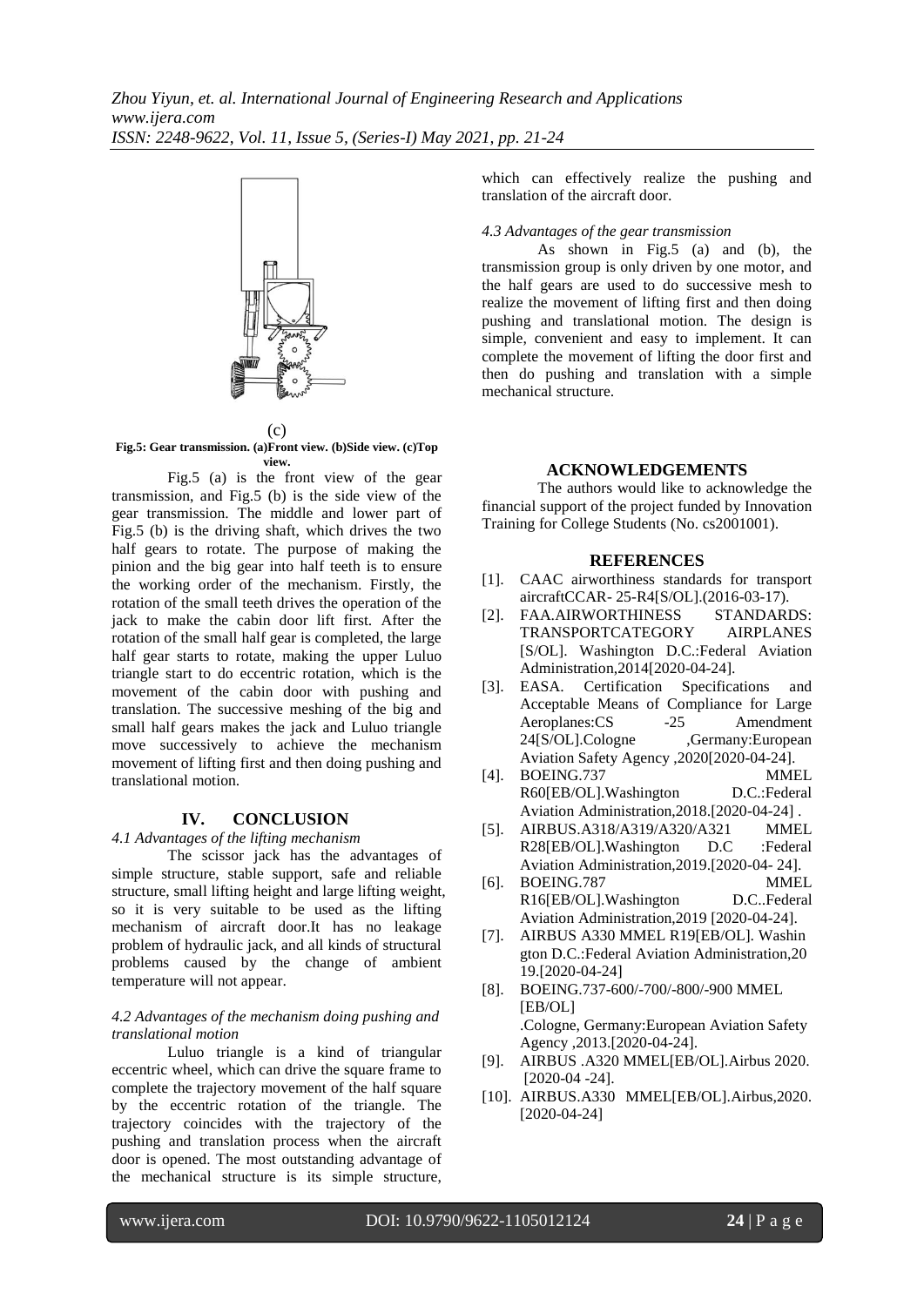(c)

**Fig.5: Gear transmission. (a)Front view. (b)Side view. (c)Top view.**

Fig.5 (a) is the front view of the gear transmission, and Fig.5 (b) is the side view of the gear transmission. The middle and lower part of Fig.5 (b) is the driving shaft, which drives the two half gears to rotate. The purpose of making the pinion and the big gear into half teeth is to ensure the working order of the mechanism. Firstly, the rotation of the small teeth drives the operation of the jack to make the cabin door lift first. After the rotation of the small half gear is completed, the large half gear starts to rotate, making the upper Luluo triangle start to do eccentric rotation, which is the movement of the cabin door with pushing and translation. The successive meshing of the big and small half gears makes the jack and Luluo triangle move successively to achieve the mechanism movement of lifting first and then doing pushing and translational motion.

## IV. CONCLUSION

### *4.1 Advantages of the lifting mechanism*

The scissor jack has the advantages of simple structure, stable support, safe and reliable structure, small lifting height and large lifting weight, so it is very suitable to be used as the lifting mechanism of aircraft door.It has no leakage problem of hydraulic jack, and all kinds of structural problems caused by the change of ambient temperature will not appear.

### *4.2 Advantages of the mechanism doing pushing and translational motion*

Luluo triangle is a kind of triangular eccentric wheel, which can drive the square frame to complete the trajectory movement of the half square by the eccentric rotation of the triangle. The trajectory coincides with the trajectory of the pushing and translation process when the aircraft door is opened. The most outstanding advantage of the mechanical structure is its simple structure, which can effectively realize the pushing and translation of the aircraft door.

### *4.3 Advantages of the gear transmission*

As shown in Fig.5 (a) and (b), the transmission group is only driven by one motor, and the half gears are used to do successive mesh to realize the movement of lifting first and then doing pushing and translational motion. The design is simple, convenient and easy to implement. It can complete the movement of lifting the door first and then do pushing and translation with a simple mechanical structure.

## ACKNOWLEDGEMENTS

The authors would like to acknowledge the financial support of the project funded by Innovation Training for College Students (No. cs2001001).

## REFERENCES

[1]. CAAC airworthiness standards for transport aircraftCCAR- 25-R4[S/OL].(2016-03-17).

[2]. FAA.AIRWORTHINESS STANDARDS: TRANSPORTCATEGORY AIRPLANES [S/OL]. Washington D.C.:Federal Aviation Administration,2014[2020-04-24].

[3]. EASA. Certification Specifications and Acceptable Means of Compliance for Large Aeroplanes:CS -25 Amendment 24[S/OL].Cologne ,Germany:European Aviation Safety Agency ,2020[2020-04-24].

[4]. BOEING.737 MMEL R60[EB/OL].Washington D.C.:Federal Aviation Administration,2018.[2020-04-24] .

[5]. AIRBUS.A318/A319/A320/A321 MMEL R28[EB/OL].Washington D.C :Federal Aviation Administration,2019.[2020-04- 24].

[6]. BOEING.787 MMEL R16[EB/OL].Washington D.C..Federal Aviation Administration,2019 [2020-04-24].

[7]. AIRBUS A330 MMEL R19[EB/OL]. Washin gton D.C.:Federal Aviation Administration,20 19.[2020-04-24]

[8]. BOEING.737-600/-700/-800/-900 MMEL [EB/OL] .Cologne, Germany:European Aviation Safety Agency ,2013.[2020-04-24].

[9]. AIRBUS .A320 MMEL[EB/OL].Airbus 2020. [2020-04 -24].

[10]. AIRBUS.A330 MMEL[EB/OL].Airbus,2020. [2020-04-24]